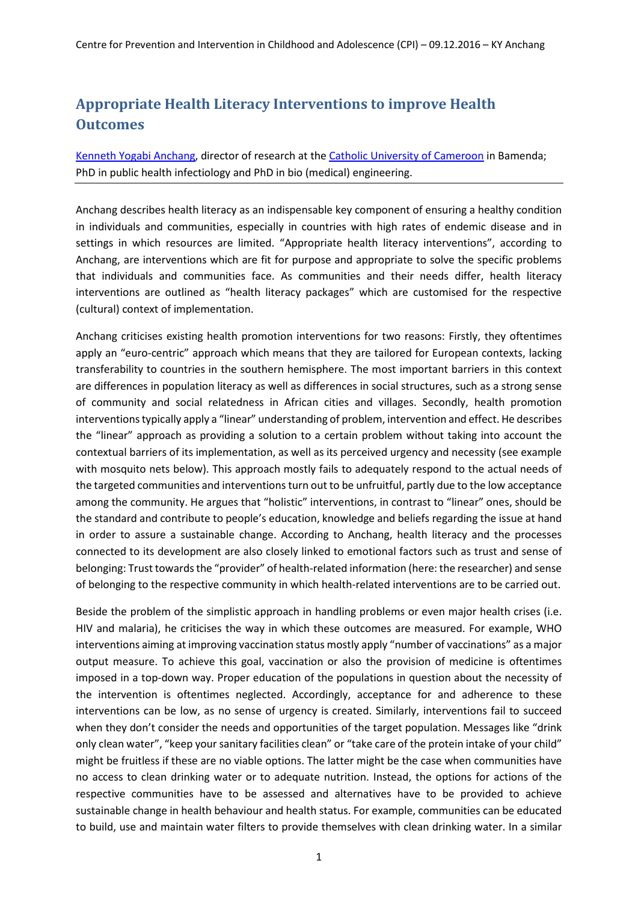# Appropriate Health Literacy Interventions to improve Health Outcomes

[Kenneth Yogabi Anchang](), director of research at the [Catholic University of Cameroon]() in Bamenda; PhD in public health infectiology and PhD in bio (medical) engineering.

---

Anchang describes health literacy as an indispensable key component of ensuring a healthy condition in individuals and communities, especially in countries with high rates of endemic disease and in settings in which resources are limited. "Appropriate health literacy interventions", according to Anchang, are interventions which are fit for purpose and appropriate to solve the specific problems that individuals and communities face. As communities and their needs differ, health literacy interventions are outlined as "health literacy packages" which are customised for the respective (cultural) context of implementation.

Anchang criticises existing health promotion interventions for two reasons: Firstly, they oftentimes apply an "euro-centric" approach which means that they are tailored for European contexts, lacking transferability to countries in the southern hemisphere. The most important barriers in this context are differences in population literacy as well as differences in social structures, such as a strong sense of community and social relatedness in African cities and villages. Secondly, health promotion interventions typically apply a "linear" understanding of problem, intervention and effect. He describes the "linear" approach as providing a solution to a certain problem without taking into account the contextual barriers of its implementation, as well as its perceived urgency and necessity (see example with mosquito nets below). This approach mostly fails to adequately respond to the actual needs of the targeted communities and interventions turn out to be unfruitful, partly due to the low acceptance among the community. He argues that "holistic" interventions, in contrast to "linear" ones, should be the standard and contribute to people's education, knowledge and beliefs regarding the issue at hand in order to assure a sustainable change. According to Anchang, health literacy and the processes connected to its development are also closely linked to emotional factors such as trust and sense of belonging: Trust towards the "provider" of health-related information (here: the researcher) and sense of belonging to the respective community in which health-related interventions are to be carried out.

Beside the problem of the simplistic approach in handling problems or even major health crises (i.e. HIV and malaria), he criticises the way in which these outcomes are measured. For example, WHO interventions aiming at improving vaccination status mostly apply "number of vaccinations" as a major output measure. To achieve this goal, vaccination or also the provision of medicine is oftentimes imposed in a top-down way. Proper education of the populations in question about the necessity of the intervention is oftentimes neglected. Accordingly, acceptance for and adherence to these interventions can be low, as no sense of urgency is created. Similarly, interventions fail to succeed when they don't consider the needs and opportunities of the target population. Messages like "drink only clean water", "keep your sanitary facilities clean" or "take care of the protein intake of your child" might be fruitless if these are no viable options. The latter might be the case when communities have no access to clean drinking water or to adequate nutrition. Instead, the options for actions of the respective communities have to be assessed and alternatives have to be provided to achieve sustainable change in health behaviour and health status. For example, communities can be educated to build, use and maintain water filters to provide themselves with clean drinking water. In a similar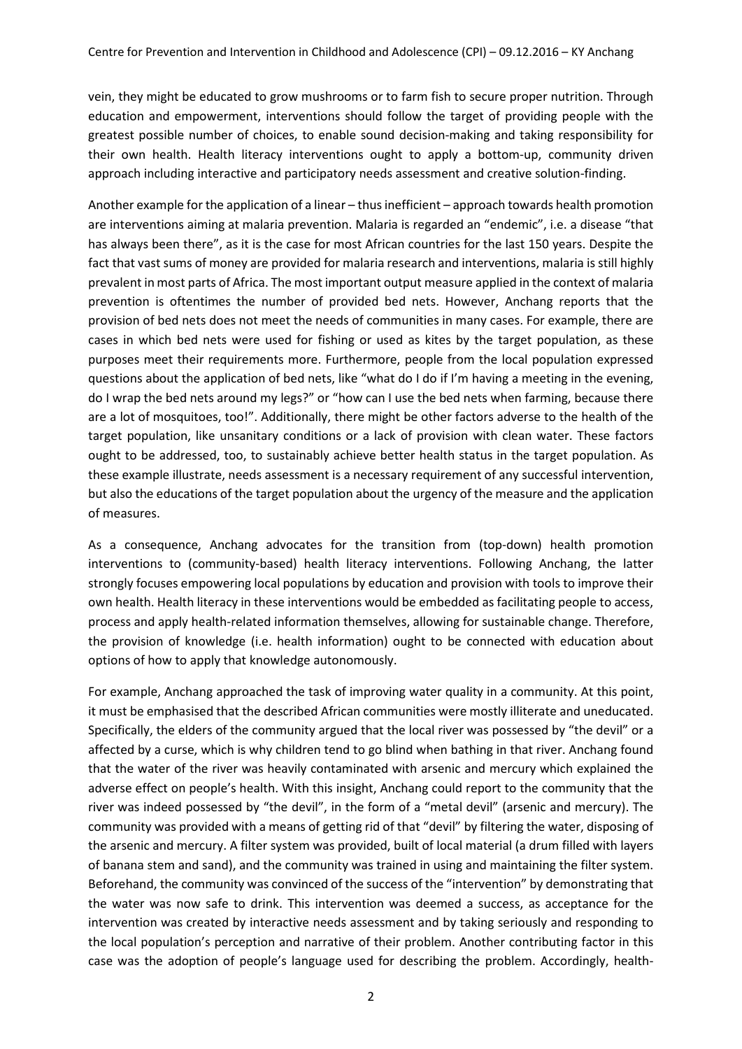vein, they might be educated to grow mushrooms or to farm fish to secure proper nutrition. Through education and empowerment, interventions should follow the target of providing people with the greatest possible number of choices, to enable sound decision-making and taking responsibility for their own health. Health literacy interventions ought to apply a bottom-up, community driven approach including interactive and participatory needs assessment and creative solution-finding.

Another example for the application of a linear – thus inefficient – approach towards health promotion are interventions aiming at malaria prevention. Malaria is regarded an "endemic", i.e. a disease "that has always been there", as it is the case for most African countries for the last 150 years. Despite the fact that vast sums of money are provided for malaria research and interventions, malaria is still highly prevalent in most parts of Africa. The most important output measure applied in the context of malaria prevention is oftentimes the number of provided bed nets. However, Anchang reports that the provision of bed nets does not meet the needs of communities in many cases. For example, there are cases in which bed nets were used for fishing or used as kites by the target population, as these purposes meet their requirements more. Furthermore, people from the local population expressed questions about the application of bed nets, like "what do I do if I'm having a meeting in the evening, do I wrap the bed nets around my legs?" or "how can I use the bed nets when farming, because there are a lot of mosquitoes, too!". Additionally, there might be other factors adverse to the health of the target population, like unsanitary conditions or a lack of provision with clean water. These factors ought to be addressed, too, to sustainably achieve better health status in the target population. As these example illustrate, needs assessment is a necessary requirement of any successful intervention, but also the educations of the target population about the urgency of the measure and the application of measures.

As a consequence, Anchang advocates for the transition from (top-down) health promotion interventions to (community-based) health literacy interventions. Following Anchang, the latter strongly focuses empowering local populations by education and provision with tools to improve their own health. Health literacy in these interventions would be embedded as facilitating people to access, process and apply health-related information themselves, allowing for sustainable change. Therefore, the provision of knowledge (i.e. health information) ought to be connected with education about options of how to apply that knowledge autonomously.

For example, Anchang approached the task of improving water quality in a community. At this point, it must be emphasised that the described African communities were mostly illiterate and uneducated. Specifically, the elders of the community argued that the local river was possessed by "the devil" or a affected by a curse, which is why children tend to go blind when bathing in that river. Anchang found that the water of the river was heavily contaminated with arsenic and mercury which explained the adverse effect on people's health. With this insight, Anchang could report to the community that the river was indeed possessed by "the devil", in the form of a "metal devil" (arsenic and mercury). The community was provided with a means of getting rid of that "devil" by filtering the water, disposing of the arsenic and mercury. A filter system was provided, built of local material (a drum filled with layers of banana stem and sand), and the community was trained in using and maintaining the filter system. Beforehand, the community was convinced of the success of the "intervention" by demonstrating that the water was now safe to drink. This intervention was deemed a success, as acceptance for the intervention was created by interactive needs assessment and by taking seriously and responding to the local population's perception and narrative of their problem. Another contributing factor in this case was the adoption of people's language used for describing the problem. Accordingly, health-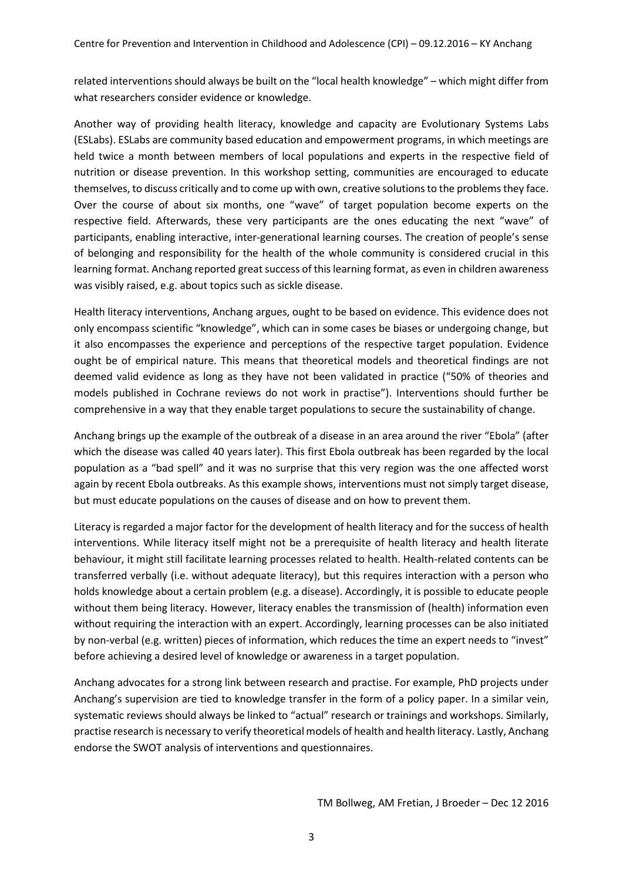related interventions should always be built on the "local health knowledge" – which might differ from what researchers consider evidence or knowledge.

Another way of providing health literacy, knowledge and capacity are Evolutionary Systems Labs (ESLabs). ESLabs are community based education and empowerment programs, in which meetings are held twice a month between members of local populations and experts in the respective field of nutrition or disease prevention. In this workshop setting, communities are encouraged to educate themselves, to discuss critically and to come up with own, creative solutions to the problems they face. Over the course of about six months, one "wave" of target population become experts on the respective field. Afterwards, these very participants are the ones educating the next "wave" of participants, enabling interactive, inter-generational learning courses. The creation of people's sense of belonging and responsibility for the health of the whole community is considered crucial in this learning format. Anchang reported great success of this learning format, as even in children awareness was visibly raised, e.g. about topics such as sickle disease.

Health literacy interventions, Anchang argues, ought to be based on evidence. This evidence does not only encompass scientific "knowledge", which can in some cases be biases or undergoing change, but it also encompasses the experience and perceptions of the respective target population. Evidence ought be of empirical nature. This means that theoretical models and theoretical findings are not deemed valid evidence as long as they have not been validated in practice ("50% of theories and models published in Cochrane reviews do not work in practise"). Interventions should further be comprehensive in a way that they enable target populations to secure the sustainability of change.

Anchang brings up the example of the outbreak of a disease in an area around the river "Ebola" (after which the disease was called 40 years later). This first Ebola outbreak has been regarded by the local population as a "bad spell" and it was no surprise that this very region was the one affected worst again by recent Ebola outbreaks. As this example shows, interventions must not simply target disease, but must educate populations on the causes of disease and on how to prevent them.

Literacy is regarded a major factor for the development of health literacy and for the success of health interventions. While literacy itself might not be a prerequisite of health literacy and health literate behaviour, it might still facilitate learning processes related to health. Health-related contents can be transferred verbally (i.e. without adequate literacy), but this requires interaction with a person who holds knowledge about a certain problem (e.g. a disease). Accordingly, it is possible to educate people without them being literacy. However, literacy enables the transmission of (health) information even without requiring the interaction with an expert. Accordingly, learning processes can be also initiated by non-verbal (e.g. written) pieces of information, which reduces the time an expert needs to "invest" before achieving a desired level of knowledge or awareness in a target population.

Anchang advocates for a strong link between research and practise. For example, PhD projects under Anchang's supervision are tied to knowledge transfer in the form of a policy paper. In a similar vein, systematic reviews should always be linked to "actual" research or trainings and workshops. Similarly, practise research is necessary to verify theoretical models of health and health literacy. Lastly, Anchang endorse the SWOT analysis of interventions and questionnaires.

TM Bollweg, AM Fretian, J Broeder – Dec 12 2016